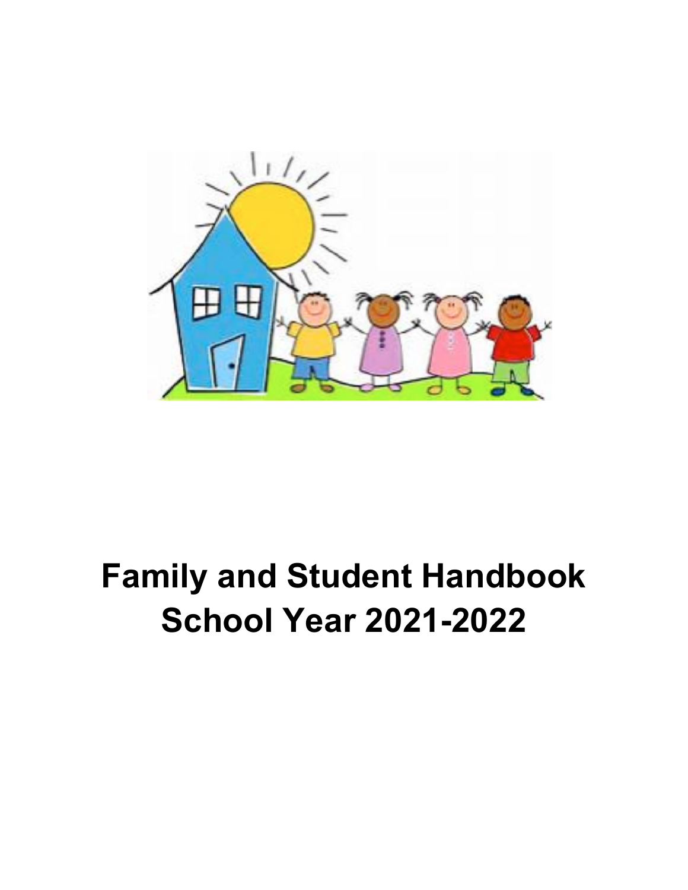# Family and Student Handbook
# School Year 2021-2022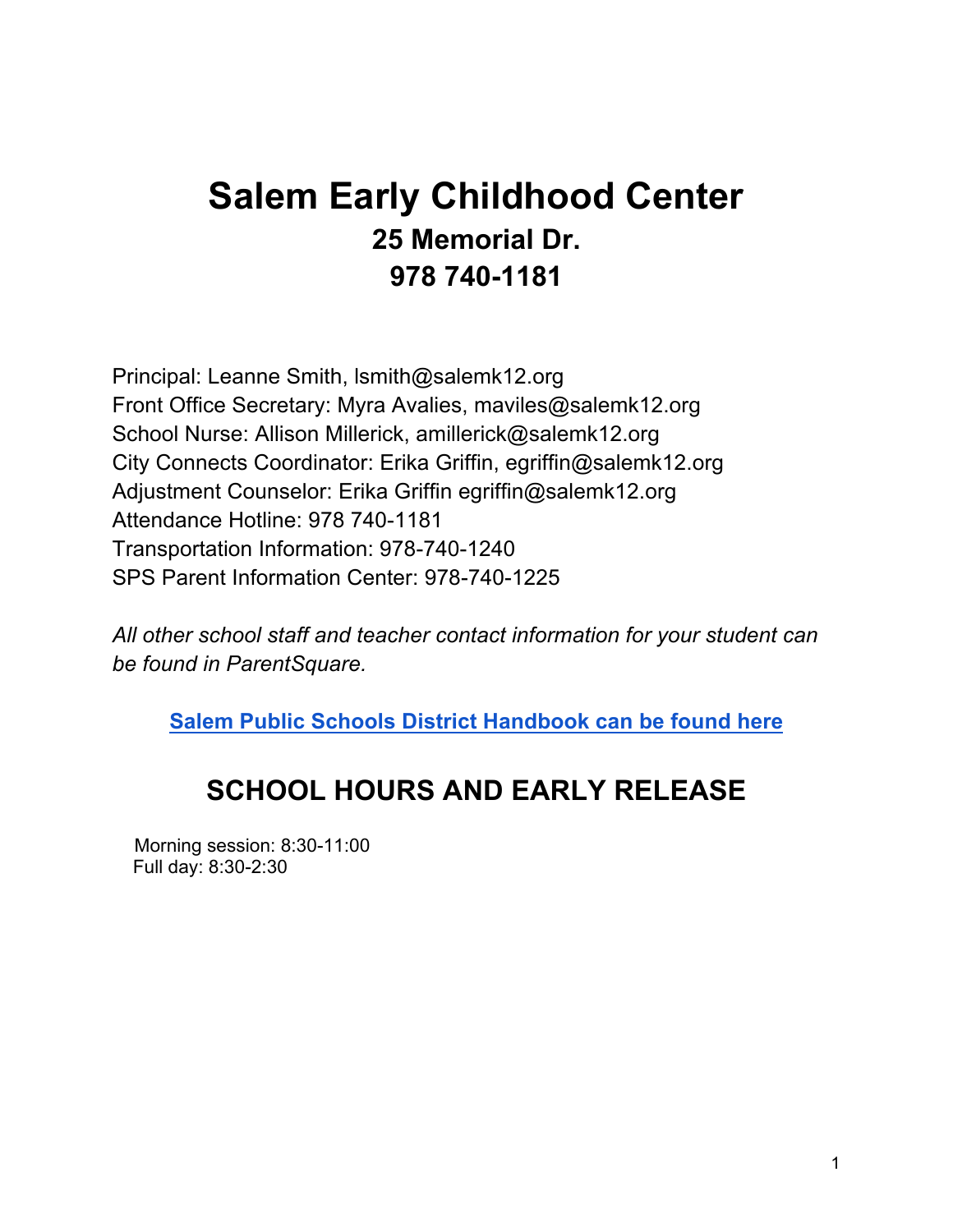# Salem Early Childhood Center

## 25 Memorial Dr.

## 978 740-1181

Principal: Leanne Smith, lsmith@salemk12.org
Front Office Secretary: Myra Avalies, maviles@salemk12.org
School Nurse: Allison Millerick, amillerick@salemk12.org
City Connects Coordinator: Erika Griffin, egriffin@salemk12.org
Adjustment Counselor: Erika Griffin egriffin@salemk12.org
Attendance Hotline: 978 740-1181
Transportation Information: 978-740-1240
SPS Parent Information Center: 978-740-1225

*All other school staff and teacher contact information for your student can be found in ParentSquare.*

**Salem Public Schools District Handbook can be found here**

## SCHOOL HOURS AND EARLY RELEASE

Morning session: 8:30-11:00
Full day: 8:30-2:30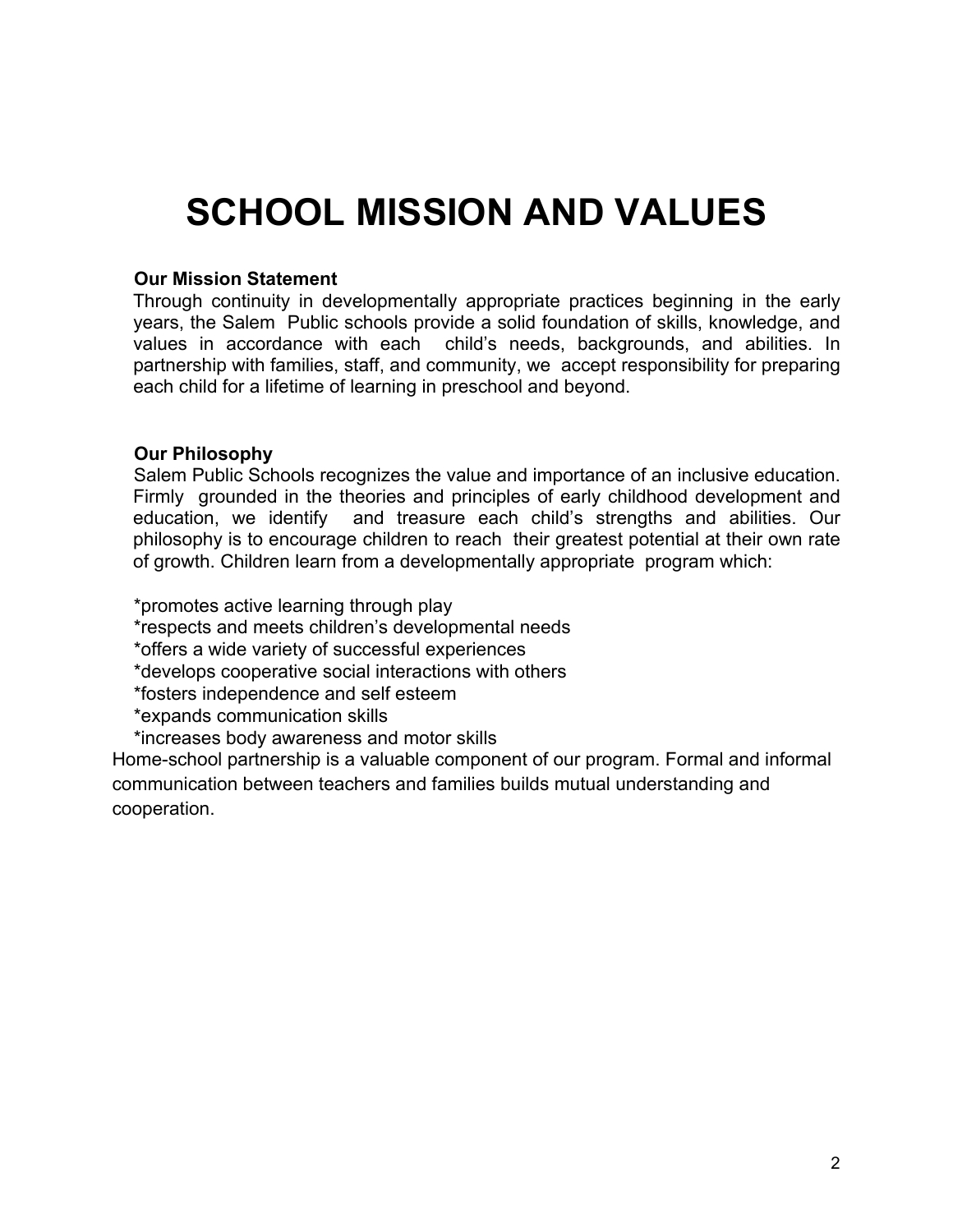# SCHOOL MISSION AND VALUES

**Our Mission Statement**

Through continuity in developmentally appropriate practices beginning in the early years, the Salem Public schools provide a solid foundation of skills, knowledge, and values in accordance with each child's needs, backgrounds, and abilities. In partnership with families, staff, and community, we accept responsibility for preparing each child for a lifetime of learning in preschool and beyond.

**Our Philosophy**

Salem Public Schools recognizes the value and importance of an inclusive education. Firmly grounded in the theories and principles of early childhood development and education, we identify and treasure each child's strengths and abilities. Our philosophy is to encourage children to reach their greatest potential at their own rate of growth. Children learn from a developmentally appropriate program which:

*promotes active learning through play
*respects and meets children's developmental needs
*offers a wide variety of successful experiences
*develops cooperative social interactions with others
*fosters independence and self esteem
*expands communication skills
*increases body awareness and motor skills

Home-school partnership is a valuable component of our program. Formal and informal communication between teachers and families builds mutual understanding and cooperation.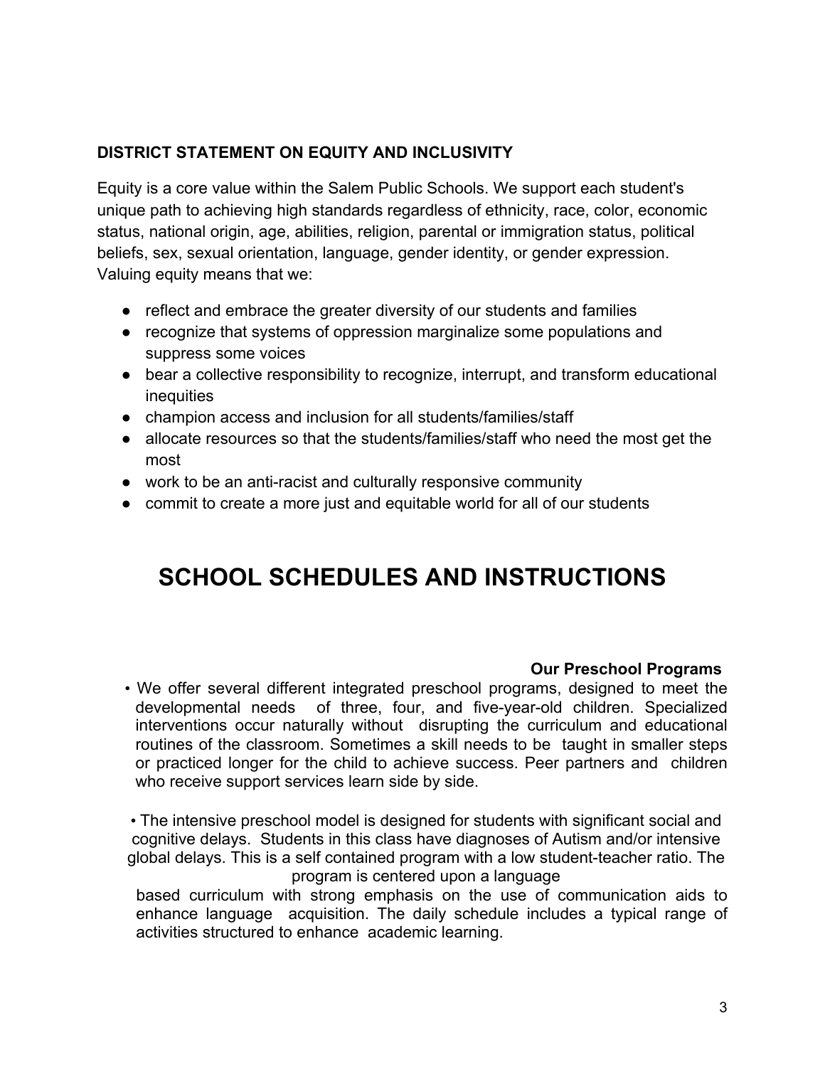### DISTRICT STATEMENT ON EQUITY AND INCLUSIVITY

Equity is a core value within the Salem Public Schools. We support each student's unique path to achieving high standards regardless of ethnicity, race, color, economic status, national origin, age, abilities, religion, parental or immigration status, political beliefs, sex, sexual orientation, language, gender identity, or gender expression. Valuing equity means that we:

- reflect and embrace the greater diversity of our students and families
- recognize that systems of oppression marginalize some populations and suppress some voices
- bear a collective responsibility to recognize, interrupt, and transform educational inequities
- champion access and inclusion for all students/families/staff
- allocate resources so that the students/families/staff who need the most get the most
- work to be an anti-racist and culturally responsive community
- commit to create a more just and equitable world for all of our students

# SCHOOL SCHEDULES AND INSTRUCTIONS

### Our Preschool Programs

- We offer several different integrated preschool programs, designed to meet the developmental needs of three, four, and five-year-old children. Specialized interventions occur naturally without disrupting the curriculum and educational routines of the classroom. Sometimes a skill needs to be taught in smaller steps or practiced longer for the child to achieve success. Peer partners and children who receive support services learn side by side.

- The intensive preschool model is designed for students with significant social and cognitive delays. Students in this class have diagnoses of Autism and/or intensive global delays. This is a self contained program with a low student-teacher ratio. The program is centered upon a language based curriculum with strong emphasis on the use of communication aids to enhance language acquisition. The daily schedule includes a typical range of activities structured to enhance academic learning.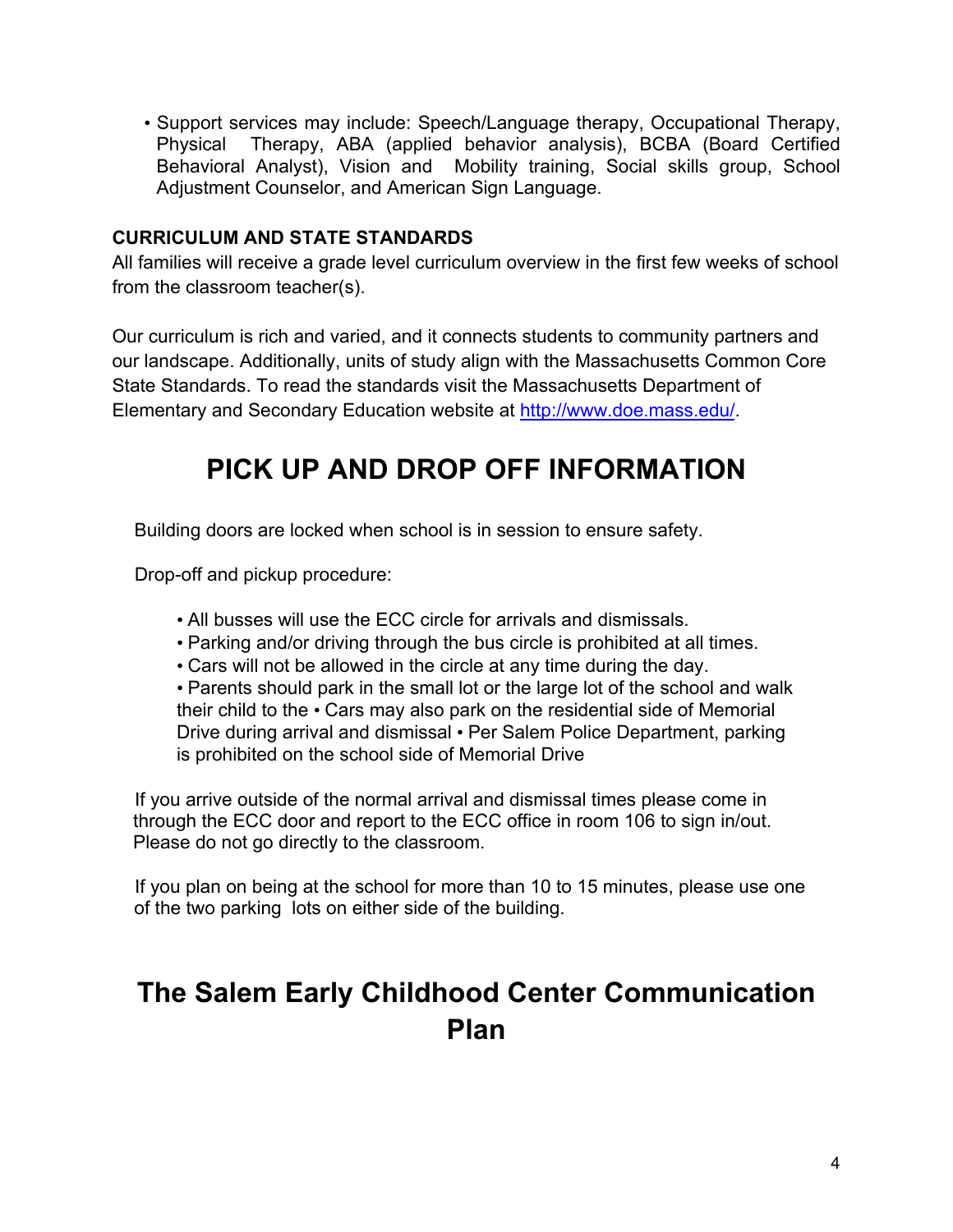- Support services may include: Speech/Language therapy, Occupational Therapy, Physical Therapy, ABA (applied behavior analysis), BCBA (Board Certified Behavioral Analyst), Vision and Mobility training, Social skills group, School Adjustment Counselor, and American Sign Language.

**CURRICULUM AND STATE STANDARDS**

All families will receive a grade level curriculum overview in the first few weeks of school from the classroom teacher(s).

Our curriculum is rich and varied, and it connects students to community partners and our landscape. Additionally, units of study align with the Massachusetts Common Core State Standards. To read the standards visit the Massachusetts Department of Elementary and Secondary Education website at [http://www.doe.mass.edu/](http://www.doe.mass.edu/).

# PICK UP AND DROP OFF INFORMATION

Building doors are locked when school is in session to ensure safety.

Drop-off and pickup procedure:

- All busses will use the ECC circle for arrivals and dismissals.
- Parking and/or driving through the bus circle is prohibited at all times.
- Cars will not be allowed in the circle at any time during the day.
- Parents should park in the small lot or the large lot of the school and walk their child to the • Cars may also park on the residential side of Memorial Drive during arrival and dismissal • Per Salem Police Department, parking is prohibited on the school side of Memorial Drive

If you arrive outside of the normal arrival and dismissal times please come in through the ECC door and report to the ECC office in room 106 to sign in/out. Please do not go directly to the classroom.

If you plan on being at the school for more than 10 to 15 minutes, please use one of the two parking lots on either side of the building.

# The Salem Early Childhood Center Communication Plan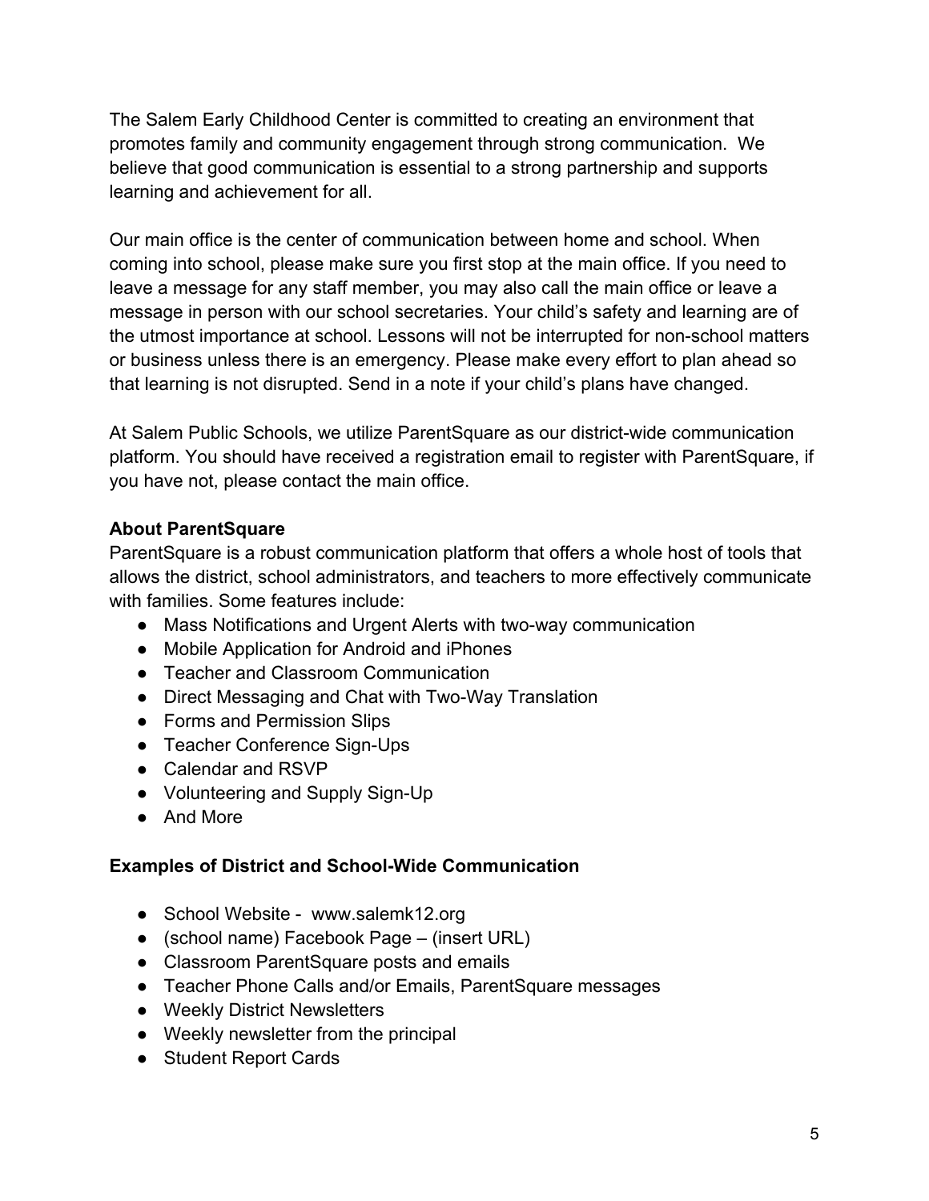The Salem Early Childhood Center is committed to creating an environment that promotes family and community engagement through strong communication. We believe that good communication is essential to a strong partnership and supports learning and achievement for all.

Our main office is the center of communication between home and school. When coming into school, please make sure you first stop at the main office. If you need to leave a message for any staff member, you may also call the main office or leave a message in person with our school secretaries. Your child's safety and learning are of the utmost importance at school. Lessons will not be interrupted for non-school matters or business unless there is an emergency. Please make every effort to plan ahead so that learning is not disrupted. Send in a note if your child's plans have changed.

At Salem Public Schools, we utilize ParentSquare as our district-wide communication platform. You should have received a registration email to register with ParentSquare, if you have not, please contact the main office.

**About ParentSquare**

ParentSquare is a robust communication platform that offers a whole host of tools that allows the district, school administrators, and teachers to more effectively communicate with families. Some features include:

- Mass Notifications and Urgent Alerts with two-way communication
- Mobile Application for Android and iPhones
- Teacher and Classroom Communication
- Direct Messaging and Chat with Two-Way Translation
- Forms and Permission Slips
- Teacher Conference Sign-Ups
- Calendar and RSVP
- Volunteering and Supply Sign-Up
- And More

**Examples of District and School-Wide Communication**

- School Website - www.salemk12.org
- (school name) Facebook Page – (insert URL)
- Classroom ParentSquare posts and emails
- Teacher Phone Calls and/or Emails, ParentSquare messages
- Weekly District Newsletters
- Weekly newsletter from the principal
- Student Report Cards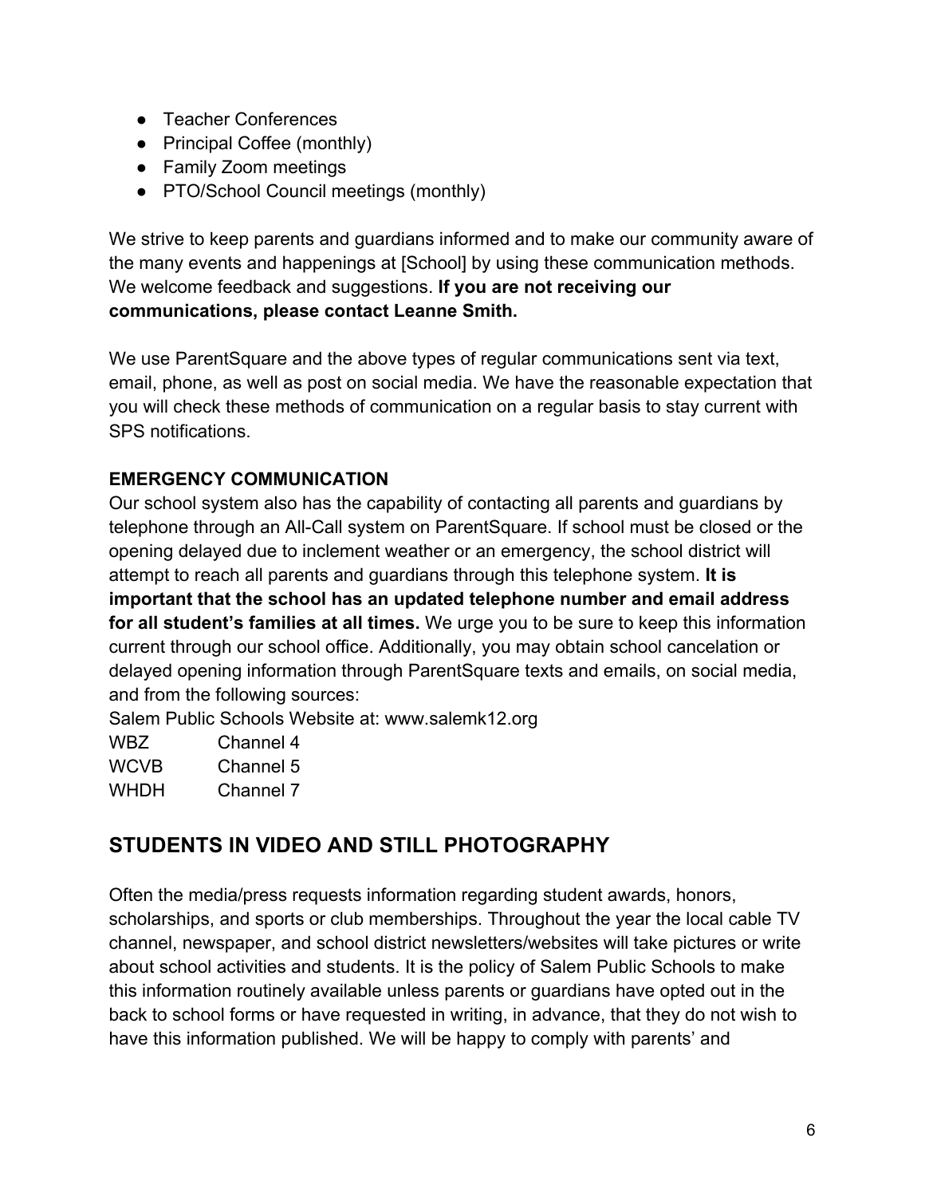- Teacher Conferences
- Principal Coffee (monthly)
- Family Zoom meetings
- PTO/School Council meetings (monthly)

We strive to keep parents and guardians informed and to make our community aware of the many events and happenings at [School] by using these communication methods. We welcome feedback and suggestions. **If you are not receiving our communications, please contact Leanne Smith.**

We use ParentSquare and the above types of regular communications sent via text, email, phone, as well as post on social media. We have the reasonable expectation that you will check these methods of communication on a regular basis to stay current with SPS notifications.

**EMERGENCY COMMUNICATION**

Our school system also has the capability of contacting all parents and guardians by telephone through an All-Call system on ParentSquare. If school must be closed or the opening delayed due to inclement weather or an emergency, the school district will attempt to reach all parents and guardians through this telephone system. **It is important that the school has an updated telephone number and email address for all student's families at all times.** We urge you to be sure to keep this information current through our school office. Additionally, you may obtain school cancelation or delayed opening information through ParentSquare texts and emails, on social media, and from the following sources:

Salem Public Schools Website at: www.salemk12.org

WBZ Channel 4
WCVB Channel 5
WHDH Channel 7

## STUDENTS IN VIDEO AND STILL PHOTOGRAPHY

Often the media/press requests information regarding student awards, honors, scholarships, and sports or club memberships. Throughout the year the local cable TV channel, newspaper, and school district newsletters/websites will take pictures or write about school activities and students. It is the policy of Salem Public Schools to make this information routinely available unless parents or guardians have opted out in the back to school forms or have requested in writing, in advance, that they do not wish to have this information published. We will be happy to comply with parents' and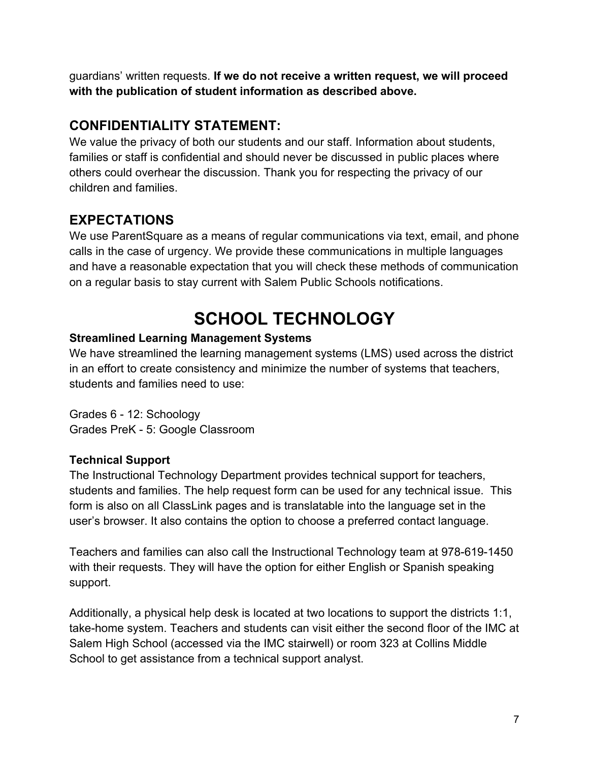guardians' written requests. **If we do not receive a written request, we will proceed with the publication of student information as described above.**

## CONFIDENTIALITY STATEMENT:

We value the privacy of both our students and our staff. Information about students, families or staff is confidential and should never be discussed in public places where others could overhear the discussion. Thank you for respecting the privacy of our children and families.

## EXPECTATIONS

We use ParentSquare as a means of regular communications via text, email, and phone calls in the case of urgency. We provide these communications in multiple languages and have a reasonable expectation that you will check these methods of communication on a regular basis to stay current with Salem Public Schools notifications.

# SCHOOL TECHNOLOGY

**Streamlined Learning Management Systems**

We have streamlined the learning management systems (LMS) used across the district in an effort to create consistency and minimize the number of systems that teachers, students and families need to use:

Grades 6 - 12: Schoology
Grades PreK - 5: Google Classroom

**Technical Support**

The Instructional Technology Department provides technical support for teachers, students and families. The help request form can be used for any technical issue. This form is also on all ClassLink pages and is translatable into the language set in the user's browser. It also contains the option to choose a preferred contact language.

Teachers and families can also call the Instructional Technology team at 978-619-1450 with their requests. They will have the option for either English or Spanish speaking support.

Additionally, a physical help desk is located at two locations to support the districts 1:1, take-home system. Teachers and students can visit either the second floor of the IMC at Salem High School (accessed via the IMC stairwell) or room 323 at Collins Middle School to get assistance from a technical support analyst.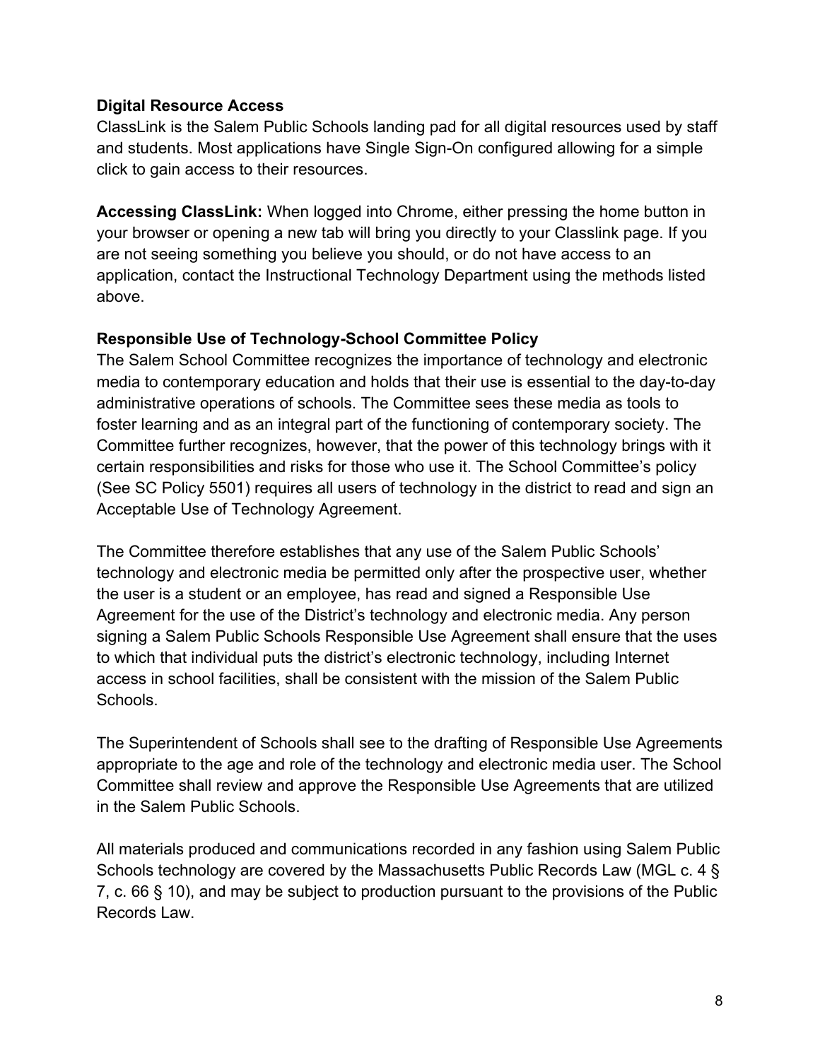**Digital Resource Access**

ClassLink is the Salem Public Schools landing pad for all digital resources used by staff and students. Most applications have Single Sign-On configured allowing for a simple click to gain access to their resources.

**Accessing ClassLink:** When logged into Chrome, either pressing the home button in your browser or opening a new tab will bring you directly to your Classlink page. If you are not seeing something you believe you should, or do not have access to an application, contact the Instructional Technology Department using the methods listed above.

**Responsible Use of Technology-School Committee Policy**

The Salem School Committee recognizes the importance of technology and electronic media to contemporary education and holds that their use is essential to the day-to-day administrative operations of schools. The Committee sees these media as tools to foster learning and as an integral part of the functioning of contemporary society. The Committee further recognizes, however, that the power of this technology brings with it certain responsibilities and risks for those who use it. The School Committee's policy (See SC Policy 5501) requires all users of technology in the district to read and sign an Acceptable Use of Technology Agreement.

The Committee therefore establishes that any use of the Salem Public Schools' technology and electronic media be permitted only after the prospective user, whether the user is a student or an employee, has read and signed a Responsible Use Agreement for the use of the District's technology and electronic media. Any person signing a Salem Public Schools Responsible Use Agreement shall ensure that the uses to which that individual puts the district's electronic technology, including Internet access in school facilities, shall be consistent with the mission of the Salem Public Schools.

The Superintendent of Schools shall see to the drafting of Responsible Use Agreements appropriate to the age and role of the technology and electronic media user. The School Committee shall review and approve the Responsible Use Agreements that are utilized in the Salem Public Schools.

All materials produced and communications recorded in any fashion using Salem Public Schools technology are covered by the Massachusetts Public Records Law (MGL c. 4 § 7, c. 66 § 10), and may be subject to production pursuant to the provisions of the Public Records Law.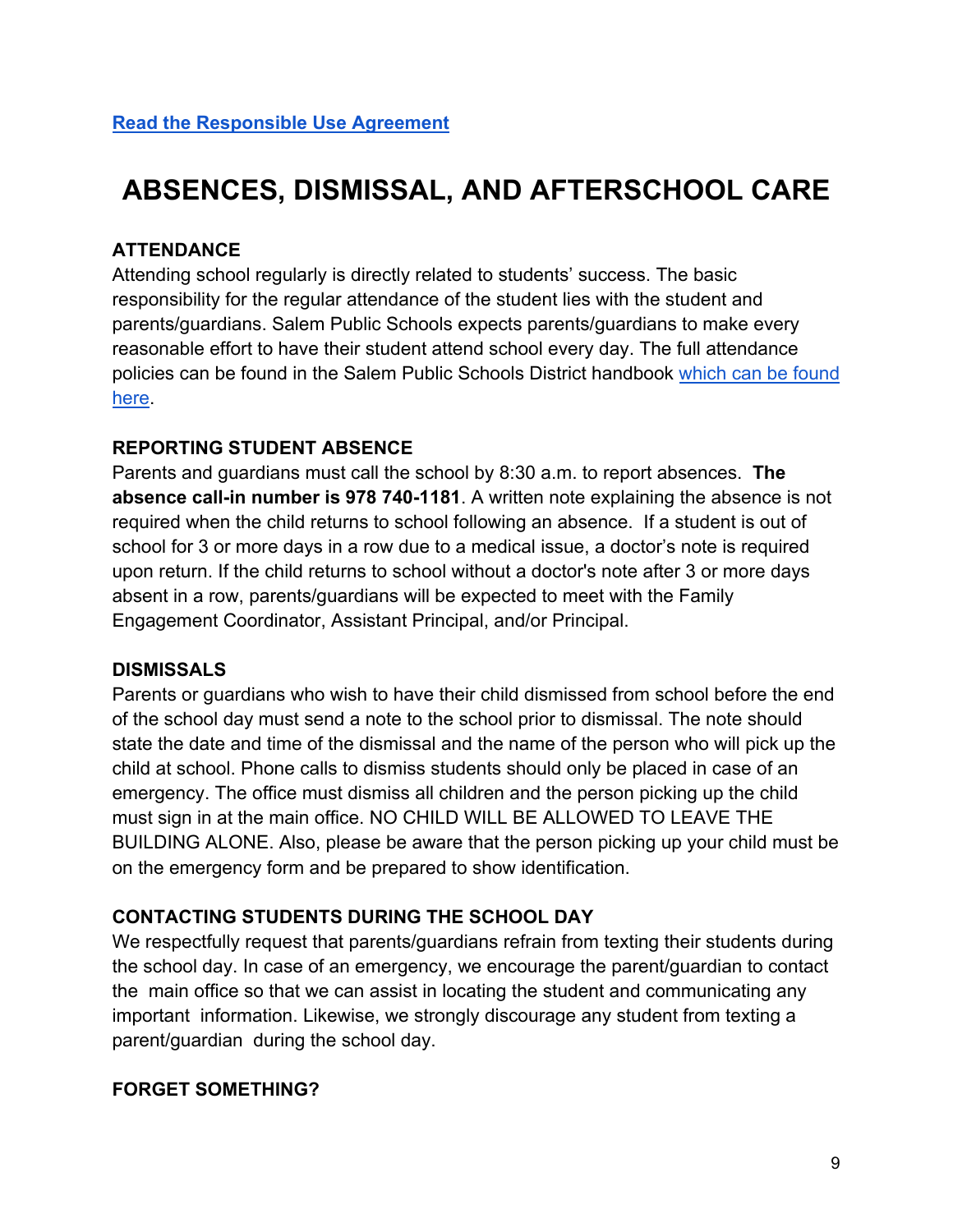**Read the Responsible Use Agreement**

# ABSENCES, DISMISSAL, AND AFTERSCHOOL CARE

### ATTENDANCE

Attending school regularly is directly related to students' success. The basic responsibility for the regular attendance of the student lies with the student and parents/guardians. Salem Public Schools expects parents/guardians to make every reasonable effort to have their student attend school every day. The full attendance policies can be found in the Salem Public Schools District handbook which can be found here.

### REPORTING STUDENT ABSENCE

Parents and guardians must call the school by 8:30 a.m. to report absences. **The absence call-in number is 978 740-1181**. A written note explaining the absence is not required when the child returns to school following an absence. If a student is out of school for 3 or more days in a row due to a medical issue, a doctor's note is required upon return. If the child returns to school without a doctor's note after 3 or more days absent in a row, parents/guardians will be expected to meet with the Family Engagement Coordinator, Assistant Principal, and/or Principal.

### DISMISSALS

Parents or guardians who wish to have their child dismissed from school before the end of the school day must send a note to the school prior to dismissal. The note should state the date and time of the dismissal and the name of the person who will pick up the child at school. Phone calls to dismiss students should only be placed in case of an emergency. The office must dismiss all children and the person picking up the child must sign in at the main office. NO CHILD WILL BE ALLOWED TO LEAVE THE BUILDING ALONE. Also, please be aware that the person picking up your child must be on the emergency form and be prepared to show identification.

### CONTACTING STUDENTS DURING THE SCHOOL DAY

We respectfully request that parents/guardians refrain from texting their students during the school day. In case of an emergency, we encourage the parent/guardian to contact the main office so that we can assist in locating the student and communicating any important information. Likewise, we strongly discourage any student from texting a parent/guardian during the school day.

### FORGET SOMETHING?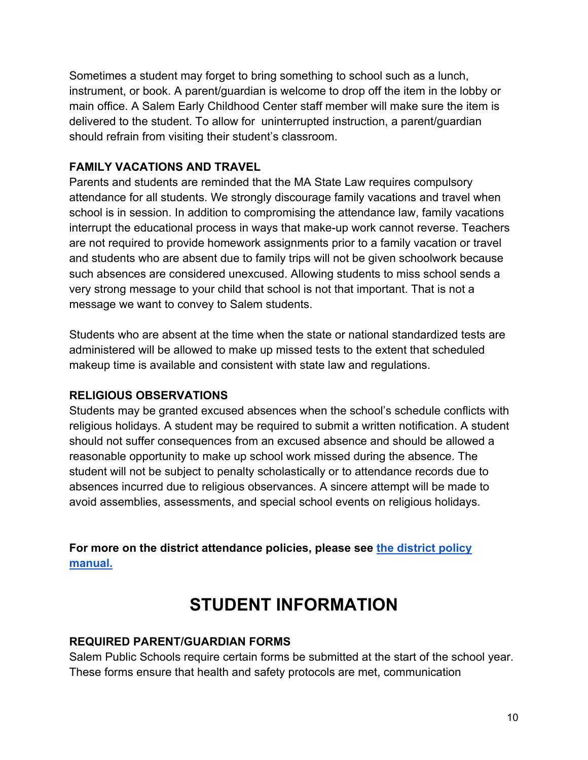Sometimes a student may forget to bring something to school such as a lunch, instrument, or book. A parent/guardian is welcome to drop off the item in the lobby or main office. A Salem Early Childhood Center staff member will make sure the item is delivered to the student. To allow for uninterrupted instruction, a parent/guardian should refrain from visiting their student's classroom.

### FAMILY VACATIONS AND TRAVEL

Parents and students are reminded that the MA State Law requires compulsory attendance for all students. We strongly discourage family vacations and travel when school is in session. In addition to compromising the attendance law, family vacations interrupt the educational process in ways that make-up work cannot reverse. Teachers are not required to provide homework assignments prior to a family vacation or travel and students who are absent due to family trips will not be given schoolwork because such absences are considered unexcused. Allowing students to miss school sends a very strong message to your child that school is not that important. That is not a message we want to convey to Salem students.

Students who are absent at the time when the state or national standardized tests are administered will be allowed to make up missed tests to the extent that scheduled makeup time is available and consistent with state law and regulations.

### RELIGIOUS OBSERVATIONS

Students may be granted excused absences when the school's schedule conflicts with religious holidays. A student may be required to submit a written notification. A student should not suffer consequences from an excused absence and should be allowed a reasonable opportunity to make up school work missed during the absence. The student will not be subject to penalty scholastically or to attendance records due to absences incurred due to religious observances. A sincere attempt will be made to avoid assemblies, assessments, and special school events on religious holidays.

**For more on the district attendance policies, please see the district policy manual.**

## STUDENT INFORMATION

### REQUIRED PARENT/GUARDIAN FORMS

Salem Public Schools require certain forms be submitted at the start of the school year. These forms ensure that health and safety protocols are met, communication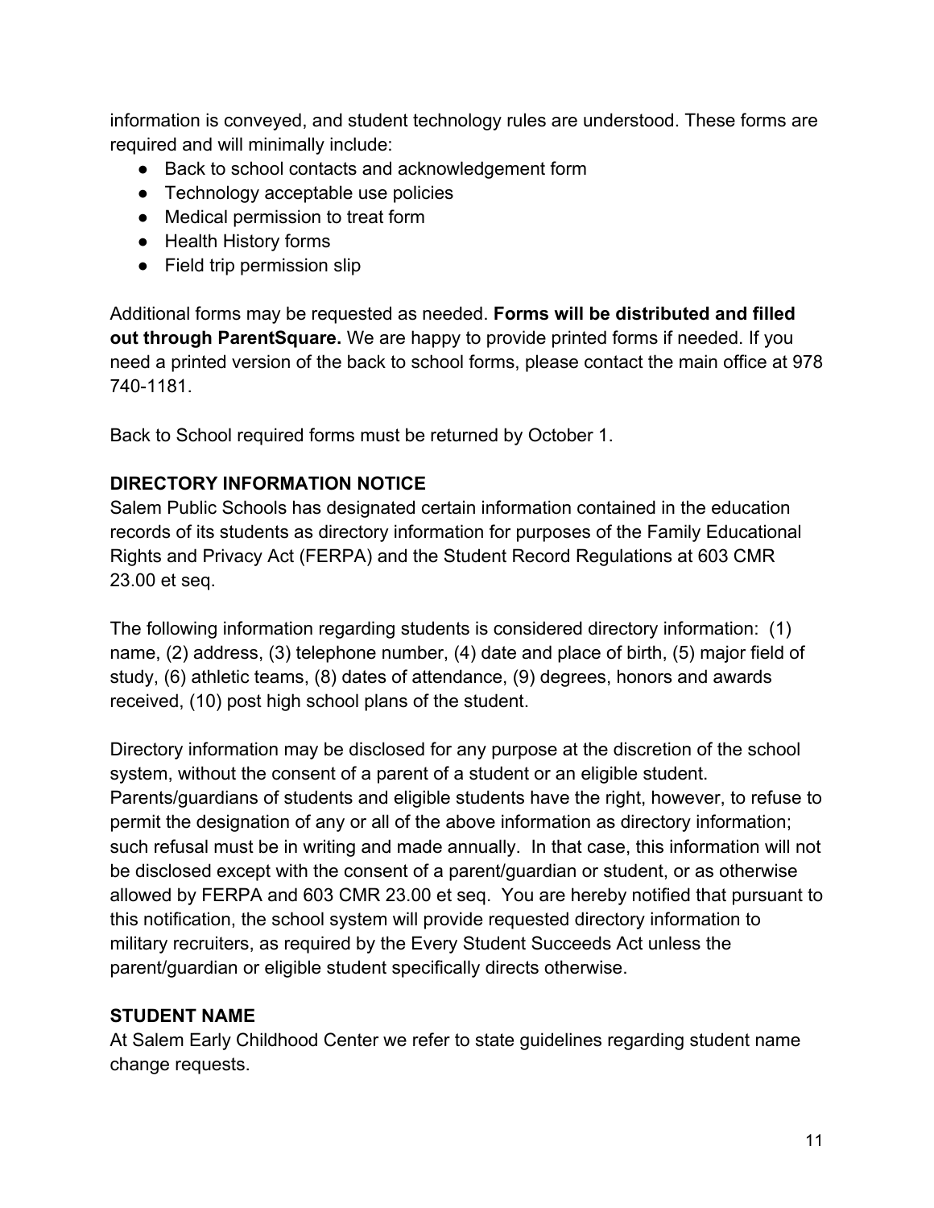information is conveyed, and student technology rules are understood. These forms are required and will minimally include:

- Back to school contacts and acknowledgement form
- Technology acceptable use policies
- Medical permission to treat form
- Health History forms
- Field trip permission slip

Additional forms may be requested as needed. **Forms will be distributed and filled out through ParentSquare.** We are happy to provide printed forms if needed. If you need a printed version of the back to school forms, please contact the main office at 978 740-1181.

Back to School required forms must be returned by October 1.

## DIRECTORY INFORMATION NOTICE

Salem Public Schools has designated certain information contained in the education records of its students as directory information for purposes of the Family Educational Rights and Privacy Act (FERPA) and the Student Record Regulations at 603 CMR 23.00 et seq.

The following information regarding students is considered directory information: (1) name, (2) address, (3) telephone number, (4) date and place of birth, (5) major field of study, (6) athletic teams, (8) dates of attendance, (9) degrees, honors and awards received, (10) post high school plans of the student.

Directory information may be disclosed for any purpose at the discretion of the school system, without the consent of a parent of a student or an eligible student. Parents/guardians of students and eligible students have the right, however, to refuse to permit the designation of any or all of the above information as directory information; such refusal must be in writing and made annually. In that case, this information will not be disclosed except with the consent of a parent/guardian or student, or as otherwise allowed by FERPA and 603 CMR 23.00 et seq. You are hereby notified that pursuant to this notification, the school system will provide requested directory information to military recruiters, as required by the Every Student Succeeds Act unless the parent/guardian or eligible student specifically directs otherwise.

## STUDENT NAME

At Salem Early Childhood Center we refer to state guidelines regarding student name change requests.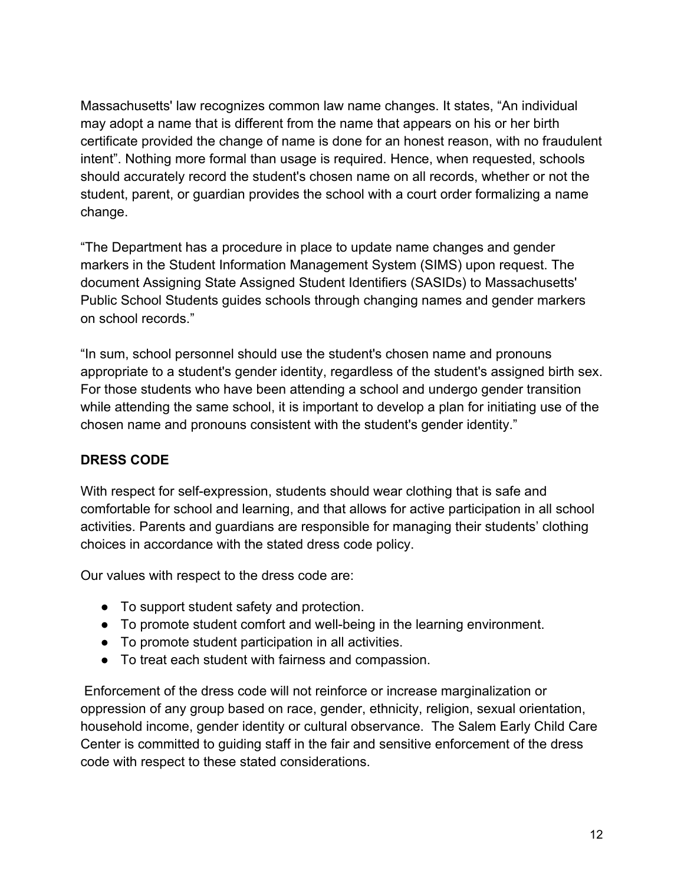Massachusetts' law recognizes common law name changes. It states, "An individual may adopt a name that is different from the name that appears on his or her birth certificate provided the change of name is done for an honest reason, with no fraudulent intent". Nothing more formal than usage is required. Hence, when requested, schools should accurately record the student's chosen name on all records, whether or not the student, parent, or guardian provides the school with a court order formalizing a name change.

"The Department has a procedure in place to update name changes and gender markers in the Student Information Management System (SIMS) upon request. The document Assigning State Assigned Student Identifiers (SASIDs) to Massachusetts' Public School Students guides schools through changing names and gender markers on school records."

"In sum, school personnel should use the student's chosen name and pronouns appropriate to a student's gender identity, regardless of the student's assigned birth sex. For those students who have been attending a school and undergo gender transition while attending the same school, it is important to develop a plan for initiating use of the chosen name and pronouns consistent with the student's gender identity."

**DRESS CODE**

With respect for self-expression, students should wear clothing that is safe and comfortable for school and learning, and that allows for active participation in all school activities. Parents and guardians are responsible for managing their students' clothing choices in accordance with the stated dress code policy.

Our values with respect to the dress code are:

- To support student safety and protection.
- To promote student comfort and well-being in the learning environment.
- To promote student participation in all activities.
- To treat each student with fairness and compassion.

Enforcement of the dress code will not reinforce or increase marginalization or oppression of any group based on race, gender, ethnicity, religion, sexual orientation, household income, gender identity or cultural observance. The Salem Early Child Care Center is committed to guiding staff in the fair and sensitive enforcement of the dress code with respect to these stated considerations.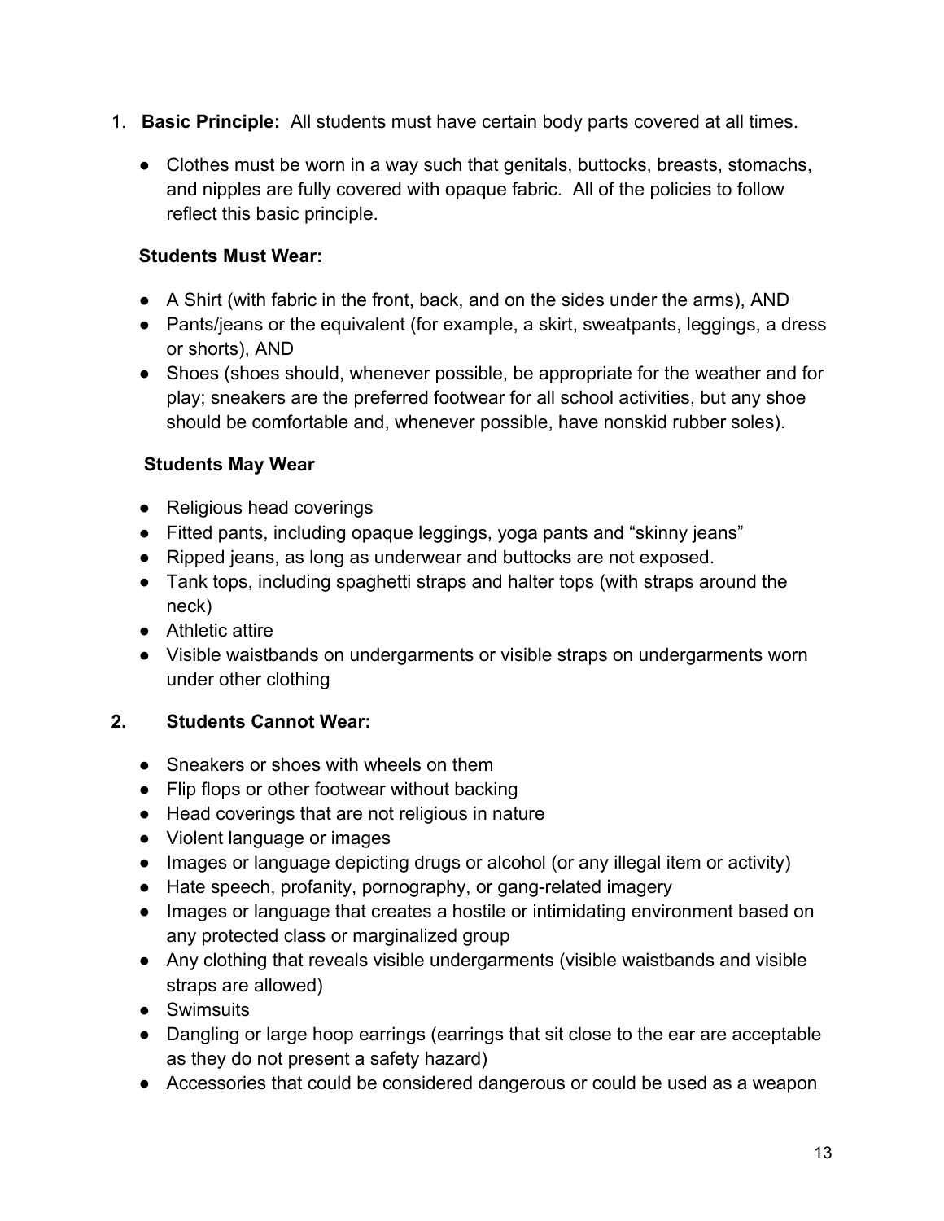1. **Basic Principle:** All students must have certain body parts covered at all times.

   - Clothes must be worn in a way such that genitals, buttocks, breasts, stomachs, and nipples are fully covered with opaque fabric. All of the policies to follow reflect this basic principle.

   **Students Must Wear:**

   - A Shirt (with fabric in the front, back, and on the sides under the arms), AND
   - Pants/jeans or the equivalent (for example, a skirt, sweatpants, leggings, a dress or shorts), AND
   - Shoes (shoes should, whenever possible, be appropriate for the weather and for play; sneakers are the preferred footwear for all school activities, but any shoe should be comfortable and, whenever possible, have nonskid rubber soles).

   **Students May Wear**

   - Religious head coverings
   - Fitted pants, including opaque leggings, yoga pants and "skinny jeans"
   - Ripped jeans, as long as underwear and buttocks are not exposed.
   - Tank tops, including spaghetti straps and halter tops (with straps around the neck)
   - Athletic attire
   - Visible waistbands on undergarments or visible straps on undergarments worn under other clothing

2. **Students Cannot Wear:**

   - Sneakers or shoes with wheels on them
   - Flip flops or other footwear without backing
   - Head coverings that are not religious in nature
   - Violent language or images
   - Images or language depicting drugs or alcohol (or any illegal item or activity)
   - Hate speech, profanity, pornography, or gang-related imagery
   - Images or language that creates a hostile or intimidating environment based on any protected class or marginalized group
   - Any clothing that reveals visible undergarments (visible waistbands and visible straps are allowed)
   - Swimsuits
   - Dangling or large hoop earrings (earrings that sit close to the ear are acceptable as they do not present a safety hazard)
   - Accessories that could be considered dangerous or could be used as a weapon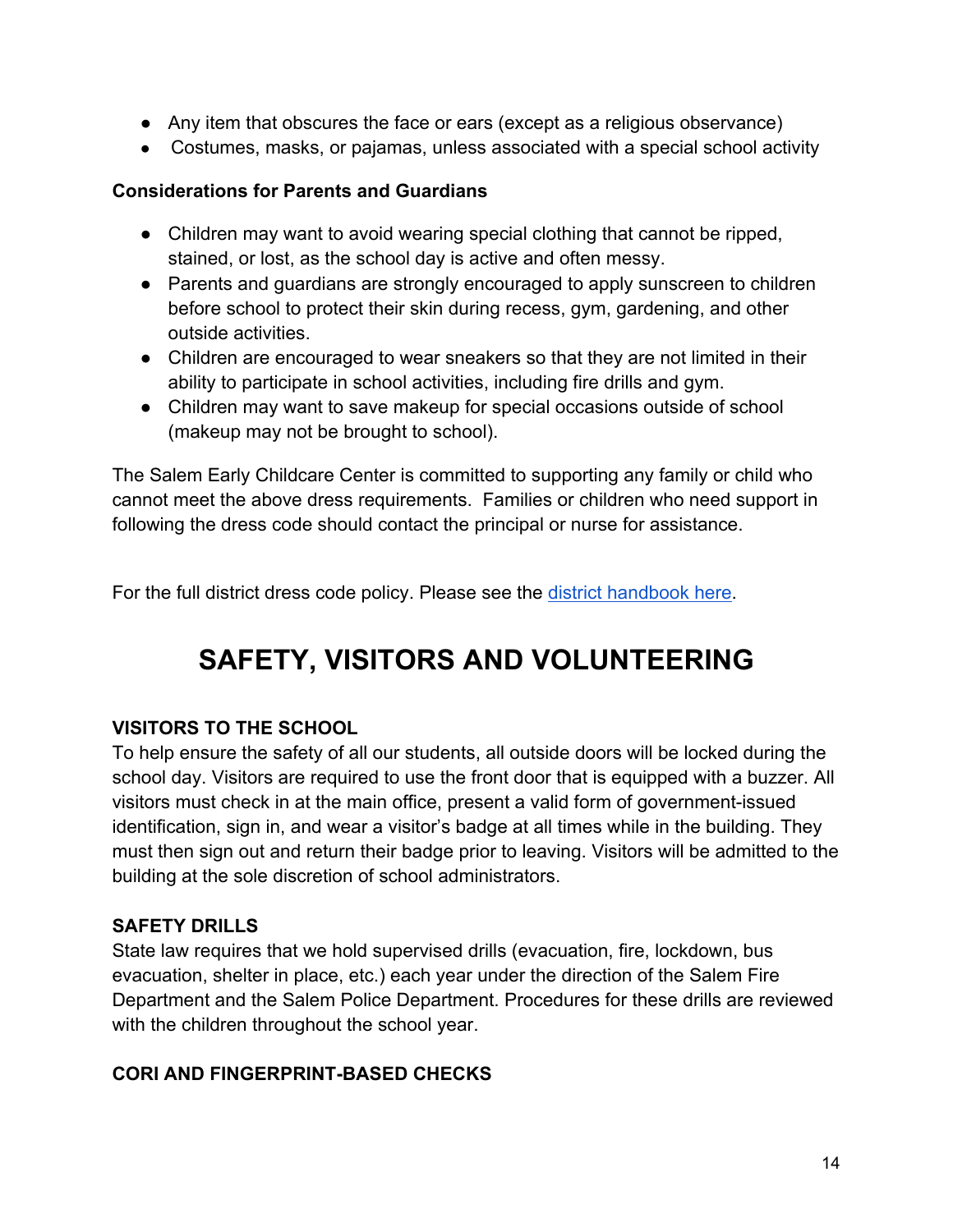- Any item that obscures the face or ears (except as a religious observance)
- Costumes, masks, or pajamas, unless associated with a special school activity

**Considerations for Parents and Guardians**

- Children may want to avoid wearing special clothing that cannot be ripped, stained, or lost, as the school day is active and often messy.
- Parents and guardians are strongly encouraged to apply sunscreen to children before school to protect their skin during recess, gym, gardening, and other outside activities.
- Children are encouraged to wear sneakers so that they are not limited in their ability to participate in school activities, including fire drills and gym.
- Children may want to save makeup for special occasions outside of school (makeup may not be brought to school).

The Salem Early Childcare Center is committed to supporting any family or child who cannot meet the above dress requirements. Families or children who need support in following the dress code should contact the principal or nurse for assistance.

For the full district dress code policy. Please see the district handbook here.

# SAFETY, VISITORS AND VOLUNTEERING

### VISITORS TO THE SCHOOL

To help ensure the safety of all our students, all outside doors will be locked during the school day. Visitors are required to use the front door that is equipped with a buzzer. All visitors must check in at the main office, present a valid form of government-issued identification, sign in, and wear a visitor's badge at all times while in the building. They must then sign out and return their badge prior to leaving. Visitors will be admitted to the building at the sole discretion of school administrators.

### SAFETY DRILLS

State law requires that we hold supervised drills (evacuation, fire, lockdown, bus evacuation, shelter in place, etc.) each year under the direction of the Salem Fire Department and the Salem Police Department. Procedures for these drills are reviewed with the children throughout the school year.

### CORI AND FINGERPRINT-BASED CHECKS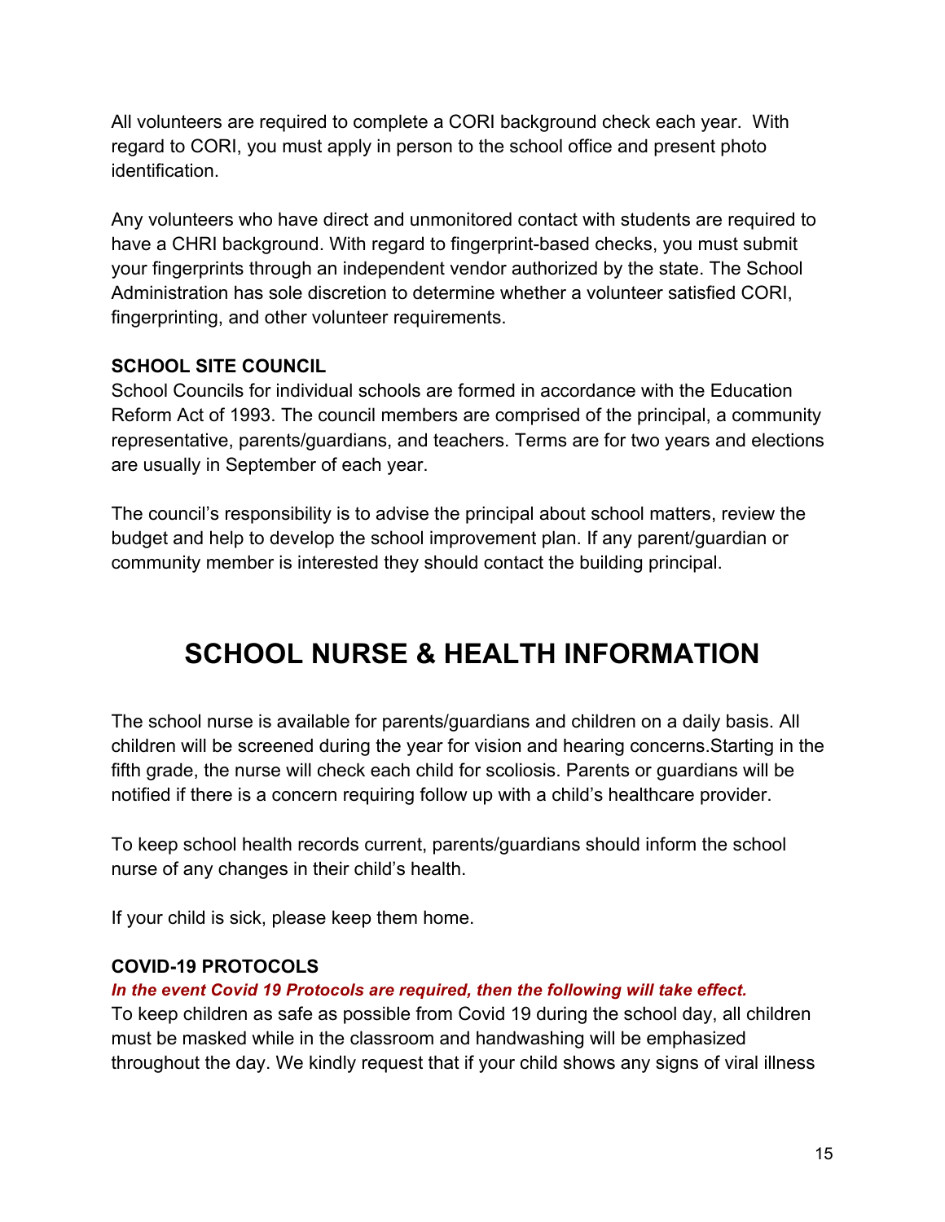All volunteers are required to complete a CORI background check each year. With regard to CORI, you must apply in person to the school office and present photo identification.

Any volunteers who have direct and unmonitored contact with students are required to have a CHRI background. With regard to fingerprint-based checks, you must submit your fingerprints through an independent vendor authorized by the state. The School Administration has sole discretion to determine whether a volunteer satisfied CORI, fingerprinting, and other volunteer requirements.

### SCHOOL SITE COUNCIL

School Councils for individual schools are formed in accordance with the Education Reform Act of 1993. The council members are comprised of the principal, a community representative, parents/guardians, and teachers. Terms are for two years and elections are usually in September of each year.

The council's responsibility is to advise the principal about school matters, review the budget and help to develop the school improvement plan. If any parent/guardian or community member is interested they should contact the building principal.

# SCHOOL NURSE & HEALTH INFORMATION

The school nurse is available for parents/guardians and children on a daily basis. All children will be screened during the year for vision and hearing concerns.Starting in the fifth grade, the nurse will check each child for scoliosis. Parents or guardians will be notified if there is a concern requiring follow up with a child's healthcare provider.

To keep school health records current, parents/guardians should inform the school nurse of any changes in their child's health.

If your child is sick, please keep them home.

### COVID-19 PROTOCOLS

***In the event Covid 19 Protocols are required, then the following will take effect.***

To keep children as safe as possible from Covid 19 during the school day, all children must be masked while in the classroom and handwashing will be emphasized throughout the day. We kindly request that if your child shows any signs of viral illness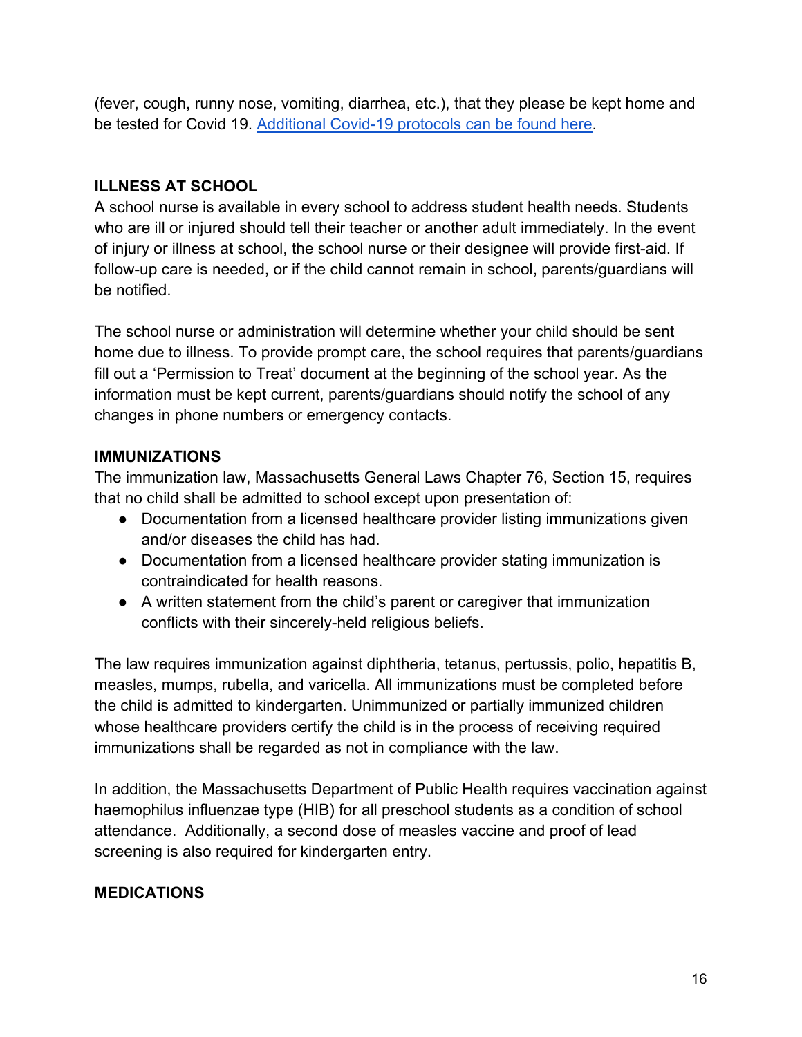(fever, cough, runny nose, vomiting, diarrhea, etc.), that they please be kept home and be tested for Covid 19. [Additional Covid-19 protocols can be found here]().

**ILLNESS AT SCHOOL**

A school nurse is available in every school to address student health needs. Students who are ill or injured should tell their teacher or another adult immediately. In the event of injury or illness at school, the school nurse or their designee will provide first-aid. If follow-up care is needed, or if the child cannot remain in school, parents/guardians will be notified.

The school nurse or administration will determine whether your child should be sent home due to illness. To provide prompt care, the school requires that parents/guardians fill out a 'Permission to Treat' document at the beginning of the school year. As the information must be kept current, parents/guardians should notify the school of any changes in phone numbers or emergency contacts.

**IMMUNIZATIONS**

The immunization law, Massachusetts General Laws Chapter 76, Section 15, requires that no child shall be admitted to school except upon presentation of:

- Documentation from a licensed healthcare provider listing immunizations given and/or diseases the child has had.
- Documentation from a licensed healthcare provider stating immunization is contraindicated for health reasons.
- A written statement from the child's parent or caregiver that immunization conflicts with their sincerely-held religious beliefs.

The law requires immunization against diphtheria, tetanus, pertussis, polio, hepatitis B, measles, mumps, rubella, and varicella. All immunizations must be completed before the child is admitted to kindergarten. Unimmunized or partially immunized children whose healthcare providers certify the child is in the process of receiving required immunizations shall be regarded as not in compliance with the law.

In addition, the Massachusetts Department of Public Health requires vaccination against haemophilus influenzae type (HIB) for all preschool students as a condition of school attendance. Additionally, a second dose of measles vaccine and proof of lead screening is also required for kindergarten entry.

**MEDICATIONS**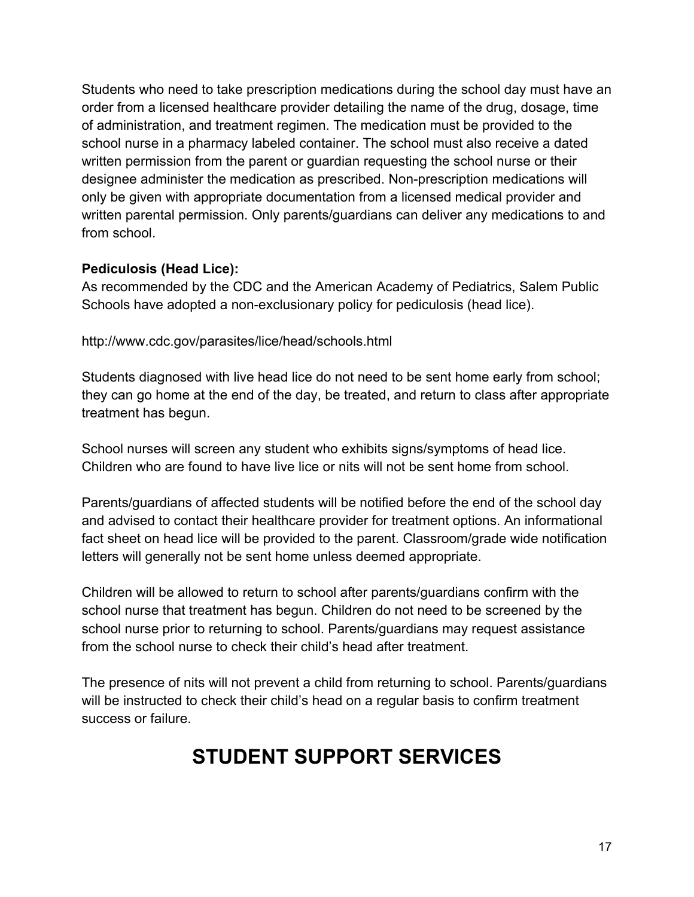Students who need to take prescription medications during the school day must have an order from a licensed healthcare provider detailing the name of the drug, dosage, time of administration, and treatment regimen. The medication must be provided to the school nurse in a pharmacy labeled container. The school must also receive a dated written permission from the parent or guardian requesting the school nurse or their designee administer the medication as prescribed. Non-prescription medications will only be given with appropriate documentation from a licensed medical provider and written parental permission. Only parents/guardians can deliver any medications to and from school.

**Pediculosis (Head Lice):**
As recommended by the CDC and the American Academy of Pediatrics, Salem Public Schools have adopted a non-exclusionary policy for pediculosis (head lice).

http://www.cdc.gov/parasites/lice/head/schools.html

Students diagnosed with live head lice do not need to be sent home early from school; they can go home at the end of the day, be treated, and return to class after appropriate treatment has begun.

School nurses will screen any student who exhibits signs/symptoms of head lice. Children who are found to have live lice or nits will not be sent home from school.

Parents/guardians of affected students will be notified before the end of the school day and advised to contact their healthcare provider for treatment options. An informational fact sheet on head lice will be provided to the parent. Classroom/grade wide notification letters will generally not be sent home unless deemed appropriate.

Children will be allowed to return to school after parents/guardians confirm with the school nurse that treatment has begun. Children do not need to be screened by the school nurse prior to returning to school. Parents/guardians may request assistance from the school nurse to check their child's head after treatment.

The presence of nits will not prevent a child from returning to school. Parents/guardians will be instructed to check their child's head on a regular basis to confirm treatment success or failure.

# STUDENT SUPPORT SERVICES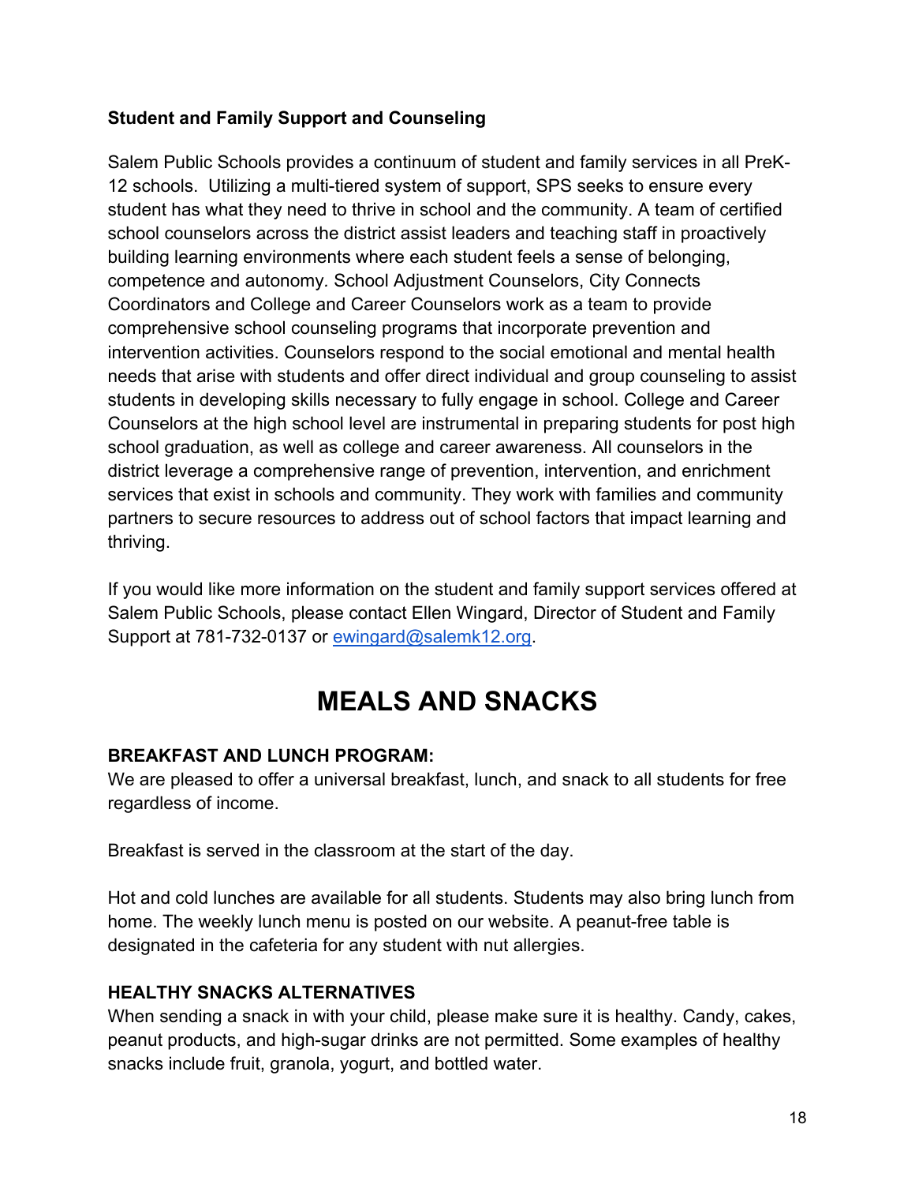**Student and Family Support and Counseling**

Salem Public Schools provides a continuum of student and family services in all PreK-12 schools. Utilizing a multi-tiered system of support, SPS seeks to ensure every student has what they need to thrive in school and the community. A team of certified school counselors across the district assist leaders and teaching staff in proactively building learning environments where each student feels a sense of belonging, competence and autonomy. School Adjustment Counselors, City Connects Coordinators and College and Career Counselors work as a team to provide comprehensive school counseling programs that incorporate prevention and intervention activities. Counselors respond to the social emotional and mental health needs that arise with students and offer direct individual and group counseling to assist students in developing skills necessary to fully engage in school. College and Career Counselors at the high school level are instrumental in preparing students for post high school graduation, as well as college and career awareness. All counselors in the district leverage a comprehensive range of prevention, intervention, and enrichment services that exist in schools and community. They work with families and community partners to secure resources to address out of school factors that impact learning and thriving.

If you would like more information on the student and family support services offered at Salem Public Schools, please contact Ellen Wingard, Director of Student and Family Support at 781-732-0137 or [ewingard@salemk12.org](mailto:ewingard@salemk12.org).

# MEALS AND SNACKS

**BREAKFAST AND LUNCH PROGRAM:**

We are pleased to offer a universal breakfast, lunch, and snack to all students for free regardless of income.

Breakfast is served in the classroom at the start of the day.

Hot and cold lunches are available for all students. Students may also bring lunch from home. The weekly lunch menu is posted on our website. A peanut-free table is designated in the cafeteria for any student with nut allergies.

**HEALTHY SNACKS ALTERNATIVES**

When sending a snack in with your child, please make sure it is healthy. Candy, cakes, peanut products, and high-sugar drinks are not permitted. Some examples of healthy snacks include fruit, granola, yogurt, and bottled water.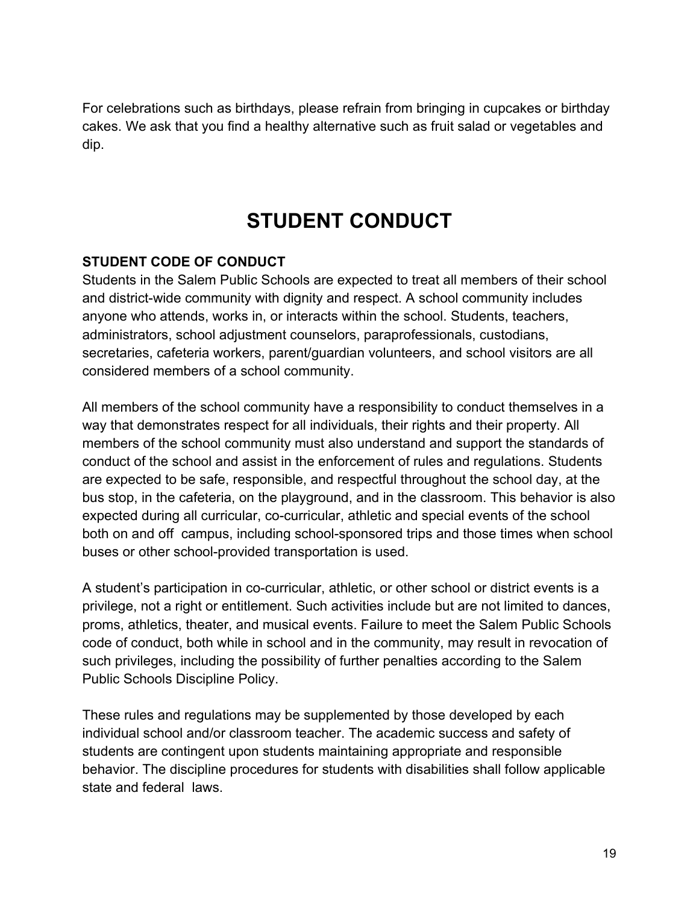For celebrations such as birthdays, please refrain from bringing in cupcakes or birthday cakes. We ask that you find a healthy alternative such as fruit salad or vegetables and dip.

# STUDENT CONDUCT

### STUDENT CODE OF CONDUCT

Students in the Salem Public Schools are expected to treat all members of their school and district-wide community with dignity and respect. A school community includes anyone who attends, works in, or interacts within the school. Students, teachers, administrators, school adjustment counselors, paraprofessionals, custodians, secretaries, cafeteria workers, parent/guardian volunteers, and school visitors are all considered members of a school community.

All members of the school community have a responsibility to conduct themselves in a way that demonstrates respect for all individuals, their rights and their property. All members of the school community must also understand and support the standards of conduct of the school and assist in the enforcement of rules and regulations. Students are expected to be safe, responsible, and respectful throughout the school day, at the bus stop, in the cafeteria, on the playground, and in the classroom. This behavior is also expected during all curricular, co-curricular, athletic and special events of the school both on and off campus, including school-sponsored trips and those times when school buses or other school-provided transportation is used.

A student's participation in co-curricular, athletic, or other school or district events is a privilege, not a right or entitlement. Such activities include but are not limited to dances, proms, athletics, theater, and musical events. Failure to meet the Salem Public Schools code of conduct, both while in school and in the community, may result in revocation of such privileges, including the possibility of further penalties according to the Salem Public Schools Discipline Policy.

These rules and regulations may be supplemented by those developed by each individual school and/or classroom teacher. The academic success and safety of students are contingent upon students maintaining appropriate and responsible behavior. The discipline procedures for students with disabilities shall follow applicable state and federal laws.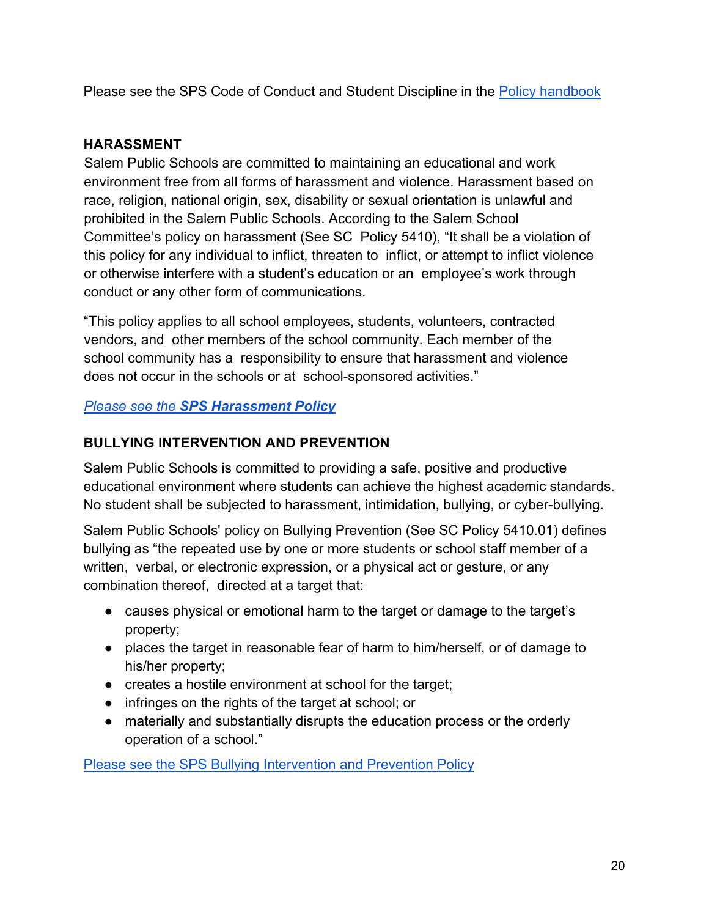Please see the SPS Code of Conduct and Student Discipline in the Policy handbook

## HARASSMENT

Salem Public Schools are committed to maintaining an educational and work environment free from all forms of harassment and violence. Harassment based on race, religion, national origin, sex, disability or sexual orientation is unlawful and prohibited in the Salem Public Schools. According to the Salem School Committee's policy on harassment (See SC Policy 5410), "It shall be a violation of this policy for any individual to inflict, threaten to inflict, or attempt to inflict violence or otherwise interfere with a student's education or an employee's work through conduct or any other form of communications.

"This policy applies to all school employees, students, volunteers, contracted vendors, and other members of the school community. Each member of the school community has a responsibility to ensure that harassment and violence does not occur in the schools or at school-sponsored activities."

*Please see the **SPS Harassment Policy***

## BULLYING INTERVENTION AND PREVENTION

Salem Public Schools is committed to providing a safe, positive and productive educational environment where students can achieve the highest academic standards. No student shall be subjected to harassment, intimidation, bullying, or cyber-bullying.

Salem Public Schools' policy on Bullying Prevention (See SC Policy 5410.01) defines bullying as "the repeated use by one or more students or school staff member of a written, verbal, or electronic expression, or a physical act or gesture, or any combination thereof, directed at a target that:

- causes physical or emotional harm to the target or damage to the target's property;
- places the target in reasonable fear of harm to him/herself, or of damage to his/her property;
- creates a hostile environment at school for the target;
- infringes on the rights of the target at school; or
- materially and substantially disrupts the education process or the orderly operation of a school."

Please see the SPS Bullying Intervention and Prevention Policy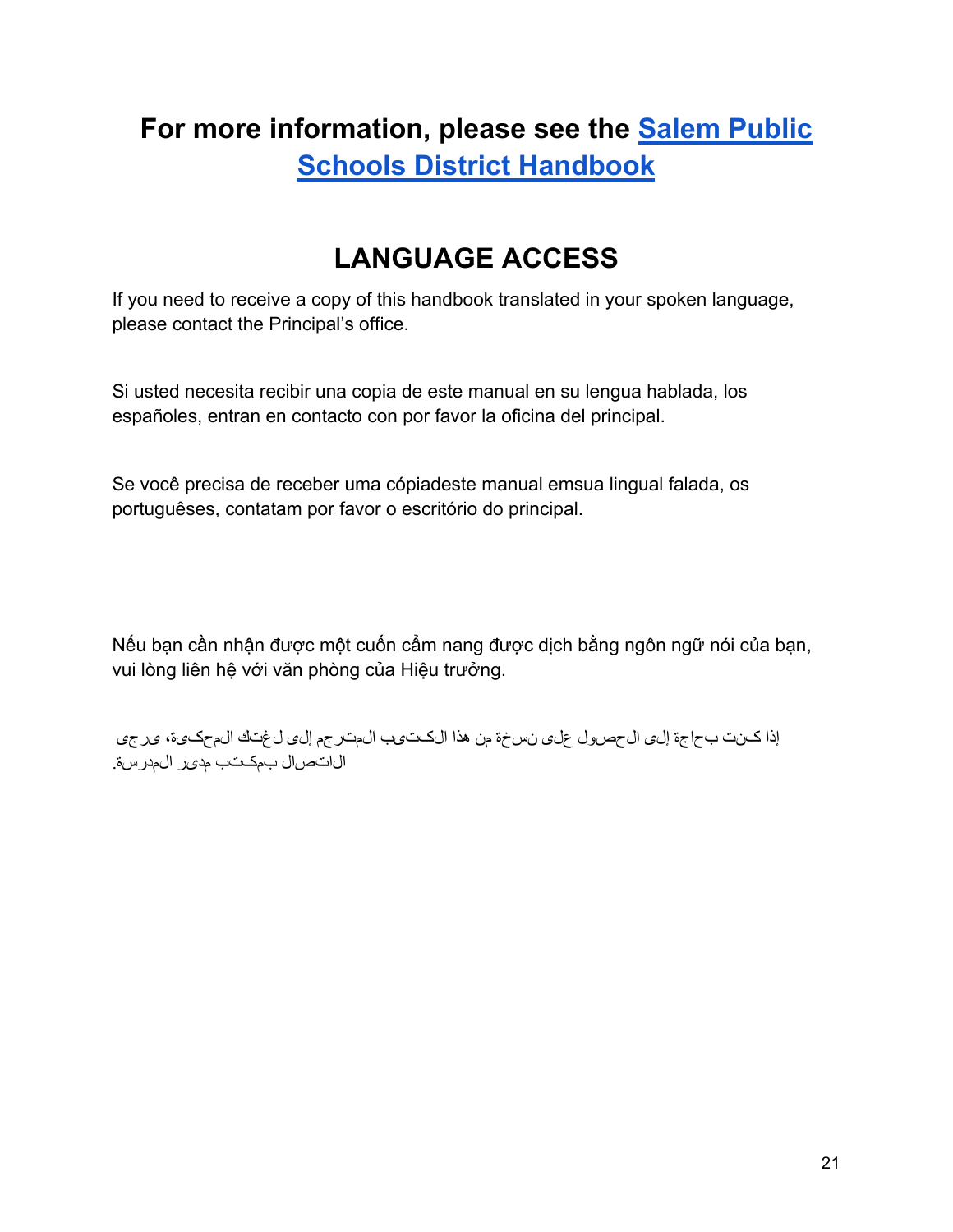## For more information, please see the [Salem Public Schools District Handbook]()

## LANGUAGE ACCESS

If you need to receive a copy of this handbook translated in your spoken language, please contact the Principal's office.

Si usted necesita recibir una copia de este manual en su lengua hablada, los españoles, entran en contacto con por favor la oficina del principal.

Se você precisa de receber uma cópiadeste manual emsua lingual falada, os portuguêses, contatam por favor o escritório do principal.

Nếu bạn cần nhận được một cuốn cẩm nang được dịch bằng ngôn ngữ nói của bạn, vui lòng liên hệ với văn phòng của Hiệu trưởng.

إذا كنت بحاجة إلى الحصول على نسخة من هذا الكتيب المترجم إلى لغتك المحكية، يرجى الاتصال بمكتب مدير المدرسة.